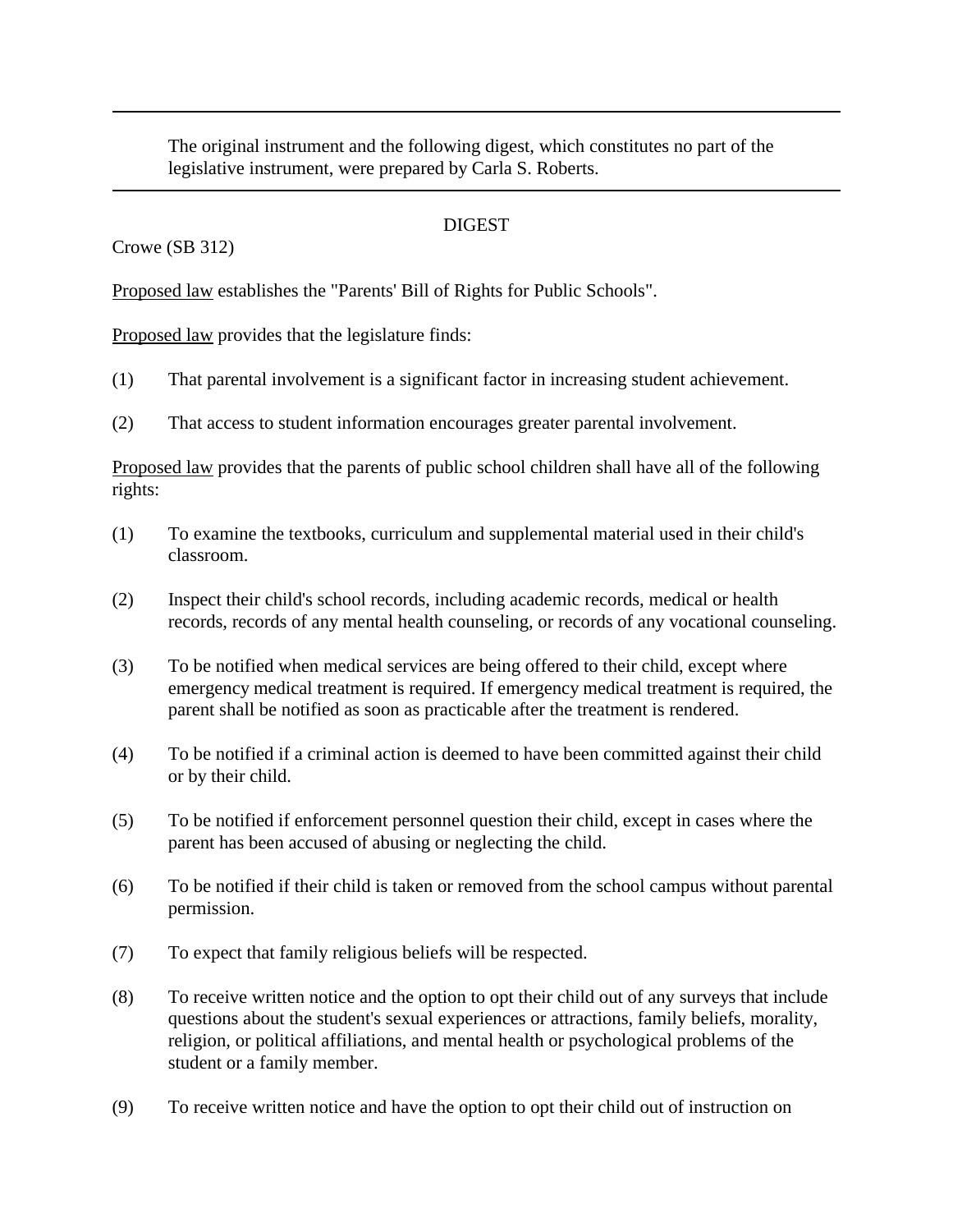The original instrument and the following digest, which constitutes no part of the legislative instrument, were prepared by Carla S. Roberts.

DIGEST

Crowe (SB 312)

Proposed law establishes the "Parents' Bill of Rights for Public Schools".

Proposed law provides that the legislature finds:

(1) That parental involvement is a significant factor in increasing student achievement.

(2) That access to student information encourages greater parental involvement.

Proposed law provides that the parents of public school children shall have all of the following rights:

(1) To examine the textbooks, curriculum and supplemental material used in their child's classroom.

(2) Inspect their child's school records, including academic records, medical or health records, records of any mental health counseling, or records of any vocational counseling.

(3) To be notified when medical services are being offered to their child, except where emergency medical treatment is required. If emergency medical treatment is required, the parent shall be notified as soon as practicable after the treatment is rendered.

(4) To be notified if a criminal action is deemed to have been committed against their child or by their child.

(5) To be notified if enforcement personnel question their child, except in cases where the parent has been accused of abusing or neglecting the child.

(6) To be notified if their child is taken or removed from the school campus without parental permission.

(7) To expect that family religious beliefs will be respected.

(8) To receive written notice and the option to opt their child out of any surveys that include questions about the student's sexual experiences or attractions, family beliefs, morality, religion, or political affiliations, and mental health or psychological problems of the student or a family member.

(9) To receive written notice and have the option to opt their child out of instruction on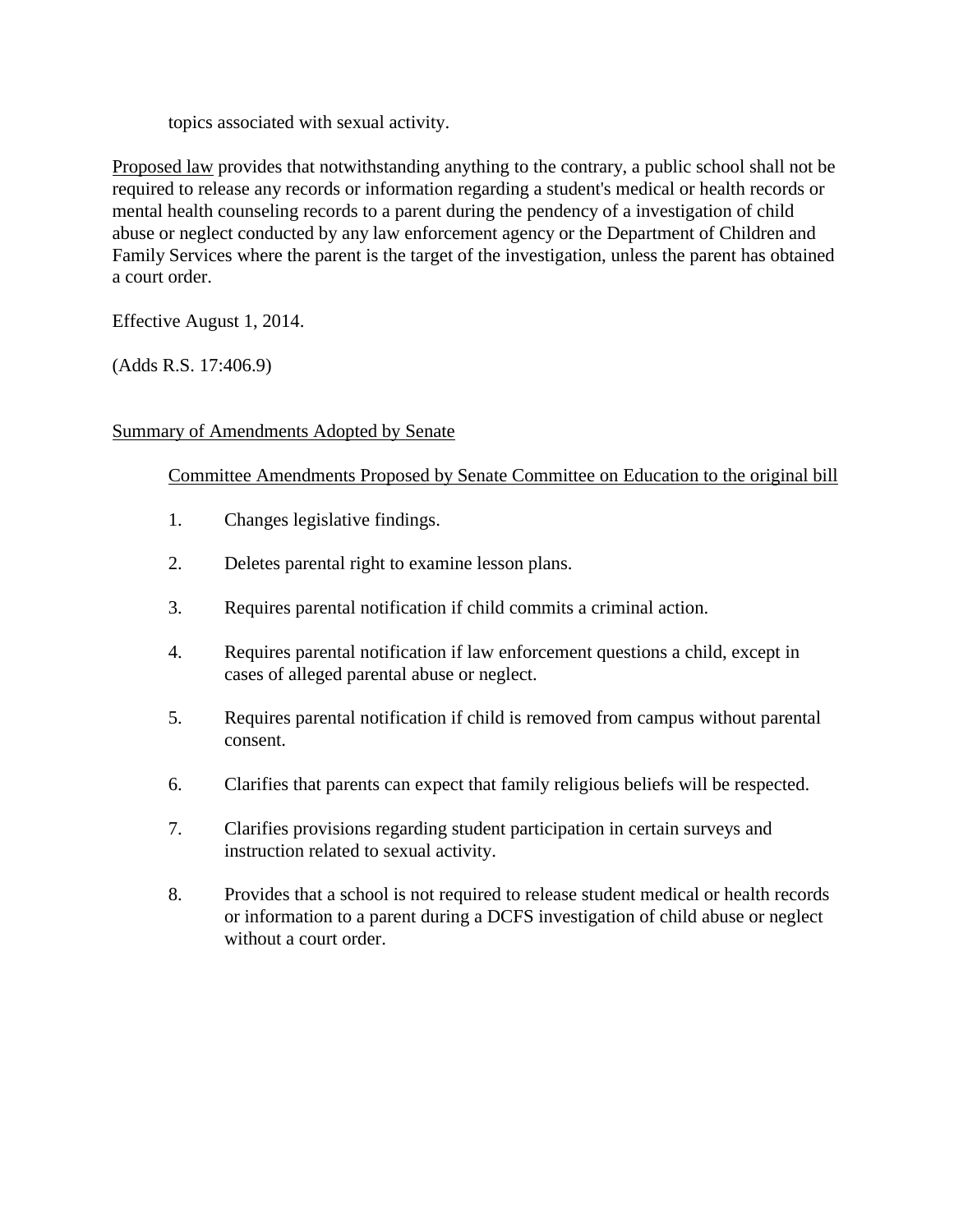topics associated with sexual activity.

Proposed law provides that notwithstanding anything to the contrary, a public school shall not be required to release any records or information regarding a student's medical or health records or mental health counseling records to a parent during the pendency of a investigation of child abuse or neglect conducted by any law enforcement agency or the Department of Children and Family Services where the parent is the target of the investigation, unless the parent has obtained a court order.

Effective August 1, 2014.

(Adds R.S. 17:406.9)

Summary of Amendments Adopted by Senate

Committee Amendments Proposed by Senate Committee on Education to the original bill

1. Changes legislative findings.
2. Deletes parental right to examine lesson plans.
3. Requires parental notification if child commits a criminal action.
4. Requires parental notification if law enforcement questions a child, except in cases of alleged parental abuse or neglect.
5. Requires parental notification if child is removed from campus without parental consent.
6. Clarifies that parents can expect that family religious beliefs will be respected.
7. Clarifies provisions regarding student participation in certain surveys and instruction related to sexual activity.
8. Provides that a school is not required to release student medical or health records or information to a parent during a DCFS investigation of child abuse or neglect without a court order.